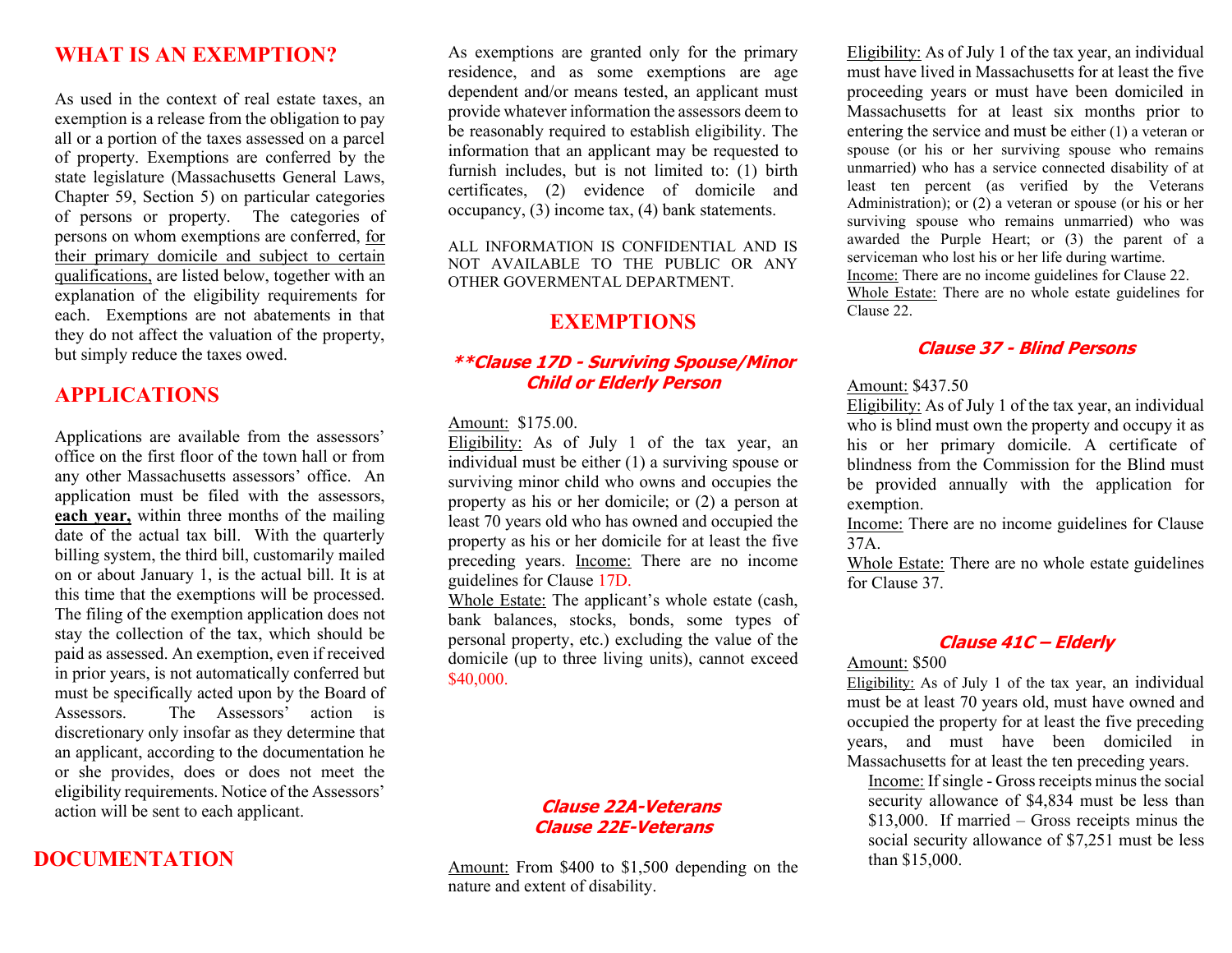## WHAT IS AN EXEMPTION?

As used in the context of real estate taxes, an exemption is a release from the obligation to pay all or a portion of the taxes assessed on a parcel of property. Exemptions are conferred by the state legislature (Massachusetts General Laws, Chapter 59, Section 5) on particular categories of persons or property. The categories of persons on whom exemptions are conferred, for their primary domicile and subject to certain qualifications, are listed below, together with an explanation of the eligibility requirements for each. Exemptions are not abatements in that they do not affect the valuation of the property, but simply reduce the taxes owed.

## APPLICATIONS

Applications are available from the assessors' office on the first floor of the town hall or from any other Massachusetts assessors' office. An application must be filed with the assessors, **each year,** within three months of the mailing date of the actual tax bill. With the quarterly billing system, the third bill, customarily mailed on or about January 1, is the actual bill. It is at this time that the exemptions will be processed. The filing of the exemption application does not stay the collection of the tax, which should be paid as assessed. An exemption, even if received in prior years, is not automatically conferred but must be specifically acted upon by the Board of Assessors. The Assessors' action is discretionary only insofar as they determine that an applicant, according to the documentation he or she provides, does or does not meet the eligibility requirements. Notice of the Assessors' action will be sent to each applicant.

## DOCUMENTATION

As exemptions are granted only for the primary residence, and as some exemptions are age dependent and/or means tested, an applicant must provide whatever information the assessors deem to be reasonably required to establish eligibility. The information that an applicant may be requested to furnish includes, but is not limited to: (1) birth certificates, (2) evidence of domicile and occupancy, (3) income tax, (4) bank statements.

ALL INFORMATION IS CONFIDENTIAL AND IS NOT AVAILABLE TO THE PUBLIC OR ANY OTHER GOVERMENTAL DEPARTMENT.

## EXEMPTIONS

### **Clause 17D - Surviving Spouse/Minor Child or Elderly Person

Amount: $175.00.

Eligibility: As of July 1 of the tax year, an individual must be either (1) a surviving spouse or surviving minor child who owns and occupies the property as his or her domicile; or (2) a person at least 70 years old who has owned and occupied the property as his or her domicile for at least the five preceding years. Income: There are no income guidelines for Clause 17D.

Whole Estate: The applicant's whole estate (cash, bank balances, stocks, bonds, some types of personal property, etc.) excluding the value of the domicile (up to three living units), cannot exceed $40,000.

### Clause 22A-Veterans
### Clause 22E-Veterans

Amount: From $400 to $1,500 depending on the nature and extent of disability.

Eligibility: As of July 1 of the tax year, an individual must have lived in Massachusetts for at least the five proceeding years or must have been domiciled in Massachusetts for at least six months prior to entering the service and must be either (1) a veteran or spouse (or his or her surviving spouse who remains unmarried) who has a service connected disability of at least ten percent (as verified by the Veterans Administration); or (2) a veteran or spouse (or his or her surviving spouse who remains unmarried) who was awarded the Purple Heart; or (3) the parent of a serviceman who lost his or her life during wartime.

Income: There are no income guidelines for Clause 22.

Whole Estate: There are no whole estate guidelines for Clause 22.

### Clause 37 - Blind Persons

Amount: $437.50

Eligibility: As of July 1 of the tax year, an individual who is blind must own the property and occupy it as his or her primary domicile. A certificate of blindness from the Commission for the Blind must be provided annually with the application for exemption.

Income: There are no income guidelines for Clause 37A.

Whole Estate: There are no whole estate guidelines for Clause 37.

### Clause 41C – Elderly

Amount: $500

Eligibility: As of July 1 of the tax year, an individual must be at least 70 years old, must have owned and occupied the property for at least the five preceding years, and must have been domiciled in Massachusetts for at least the ten preceding years.

Income: If single - Gross receipts minus the social security allowance of $4,834 must be less than $13,000. If married – Gross receipts minus the social security allowance of $7,251 must be less than $15,000.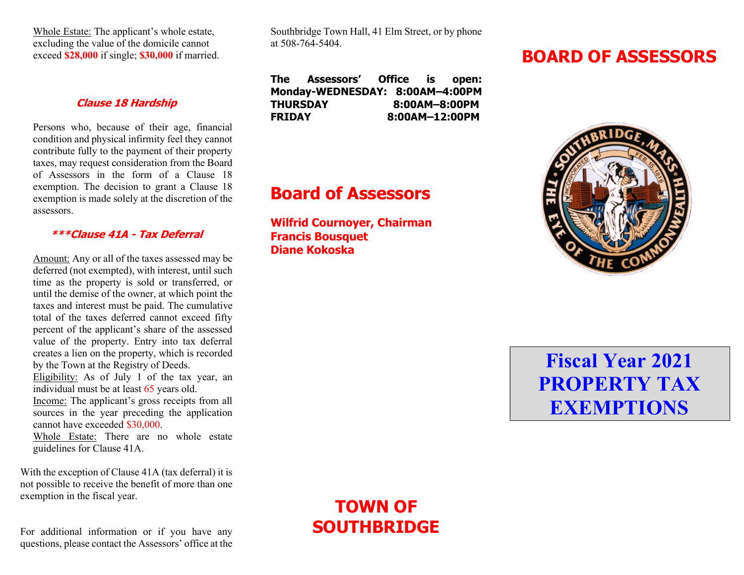Whole Estate: The applicant's whole estate, excluding the value of the domicile cannot exceed **$28,000** if single; **$30,000** if married.

### *Clause 18 Hardship*

Persons who, because of their age, financial condition and physical infirmity feel they cannot contribute fully to the payment of their property taxes, may request consideration from the Board of Assessors in the form of a Clause 18 exemption. The decision to grant a Clause 18 exemption is made solely at the discretion of the assessors.

### *\*\*\*Clause 41A - Tax Deferral*

Amount: Any or all of the taxes assessed may be deferred (not exempted), with interest, until such time as the property is sold or transferred, or until the demise of the owner, at which point the taxes and interest must be paid. The cumulative total of the taxes deferred cannot exceed fifty percent of the applicant's share of the assessed value of the property. Entry into tax deferral creates a lien on the property, which is recorded by the Town at the Registry of Deeds.

Eligibility: As of July 1 of the tax year, an individual must be at least 65 years old.

Income: The applicant's gross receipts from all sources in the year preceding the application cannot have exceeded $30,000.

Whole Estate: There are no whole estate guidelines for Clause 41A.

With the exception of Clause 41A (tax deferral) it is not possible to receive the benefit of more than one exemption in the fiscal year.

For additional information or if you have any questions, please contact the Assessors' office at the Southbridge Town Hall, 41 Elm Street, or by phone at 508-764-5404.

**The Assessors' Office is open:**
**Monday-WEDNESDAY: 8:00AM–4:00PM**
**THURSDAY 8:00AM–8:00PM**
**FRIDAY 8:00AM–12:00PM**

## Board of Assessors

**Wilfrid Cournoyer, Chairman**
**Francis Bousquet**
**Diane Kokoska**

# TOWN OF SOUTHBRIDGE

# BOARD OF ASSESSORS

# Fiscal Year 2021 PROPERTY TAX EXEMPTIONS